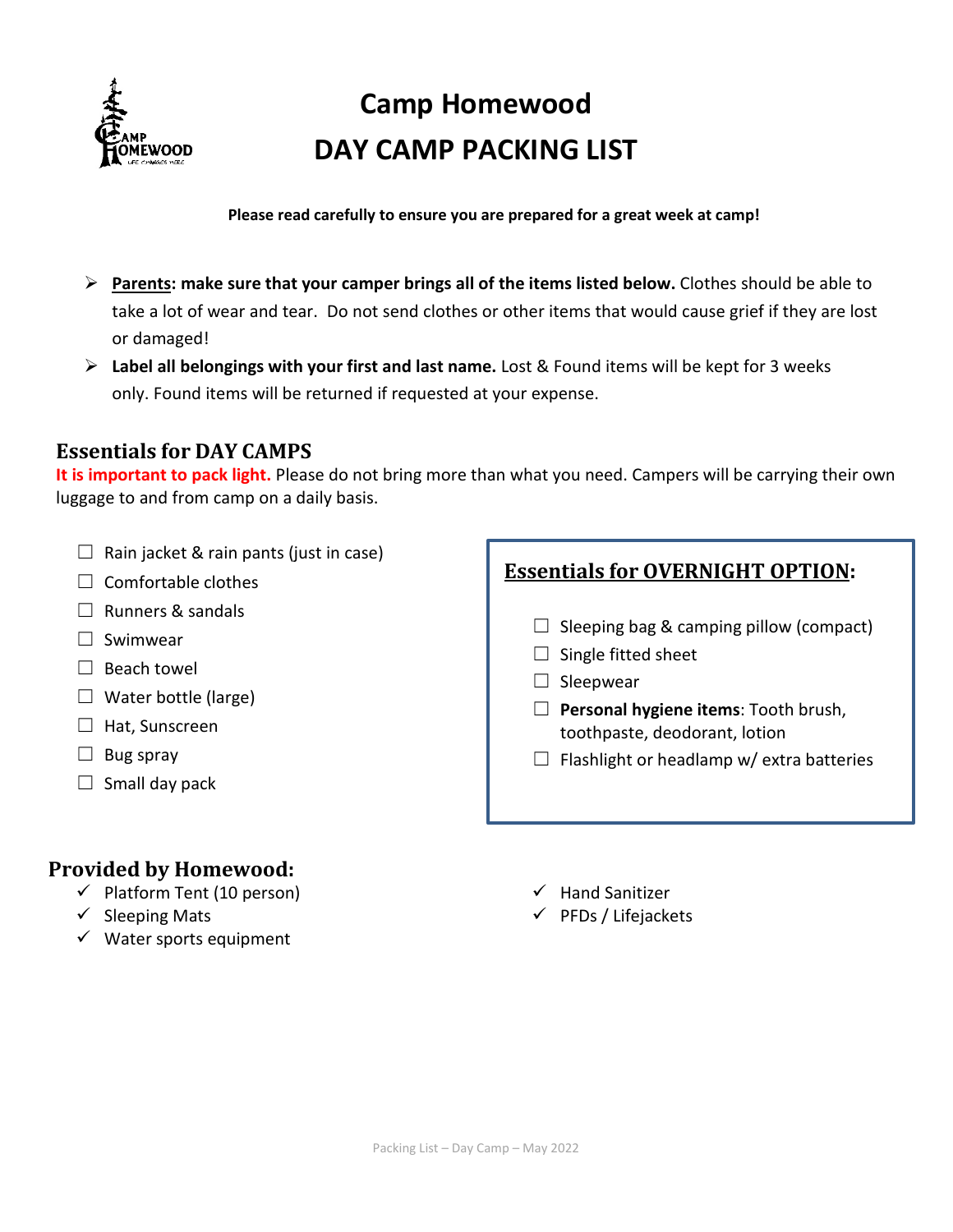# Camp Homewood
# DAY CAMP PACKING LIST

**Please read carefully to ensure you are prepared for a great week at camp!**

- **Parents: make sure that your camper brings all of the items listed below.** Clothes should be able to take a lot of wear and tear. Do not send clothes or other items that would cause grief if they are lost or damaged!
- **Label all belongings with your first and last name.** Lost & Found items will be kept for 3 weeks only. Found items will be returned if requested at your expense.

## Essentials for DAY CAMPS

**It is important to pack light.** Please do not bring more than what you need. Campers will be carrying their own luggage to and from camp on a daily basis.

- ☐ Rain jacket & rain pants (just in case)
- ☐ Comfortable clothes
- ☐ Runners & sandals
- ☐ Swimwear
- ☐ Beach towel
- ☐ Water bottle (large)
- ☐ Hat, Sunscreen
- ☐ Bug spray
- ☐ Small day pack

## Essentials for OVERNIGHT OPTION:

- ☐ Sleeping bag & camping pillow (compact)
- ☐ Single fitted sheet
- ☐ Sleepwear
- ☐ **Personal hygiene items**: Tooth brush, toothpaste, deodorant, lotion
- ☐ Flashlight or headlamp w/ extra batteries

## Provided by Homewood:

- ✓ Platform Tent (10 person)
- ✓ Sleeping Mats
- ✓ Water sports equipment
- ✓ Hand Sanitizer
- ✓ PFDs / Lifejackets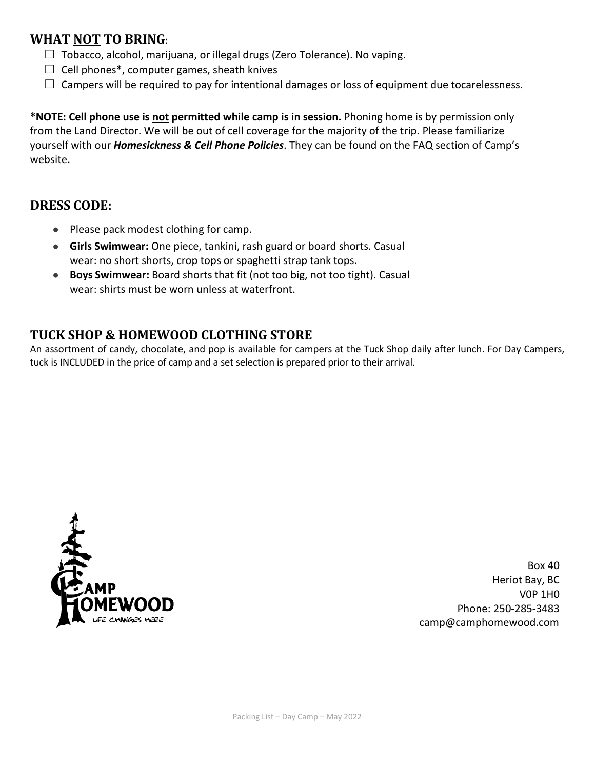## WHAT NOT TO BRING:

- ☐ Tobacco, alcohol, marijuana, or illegal drugs (Zero Tolerance). No vaping.
- ☐ Cell phones*, computer games, sheath knives
- ☐ Campers will be required to pay for intentional damages or loss of equipment due tocarelessness.

**\*NOTE: Cell phone use is not permitted while camp is in session.** Phoning home is by permission only from the Land Director. We will be out of cell coverage for the majority of the trip. Please familiarize yourself with our ***Homesickness & Cell Phone Policies***. They can be found on the FAQ section of Camp's website.

## DRESS CODE:

- Please pack modest clothing for camp.
- **Girls Swimwear:** One piece, tankini, rash guard or board shorts. Casual wear: no short shorts, crop tops or spaghetti strap tank tops.
- **Boys Swimwear:** Board shorts that fit (not too big, not too tight). Casual wear: shirts must be worn unless at waterfront.

## TUCK SHOP & HOMEWOOD CLOTHING STORE

An assortment of candy, chocolate, and pop is available for campers at the Tuck Shop daily after lunch. For Day Campers, tuck is INCLUDED in the price of camp and a set selection is prepared prior to their arrival.

CAMP HOMEWOOD
LIFE CHANGES HERE

Box 40
Heriot Bay, BC
V0P 1H0
Phone: 250-285-3483
camp@camphomewood.com